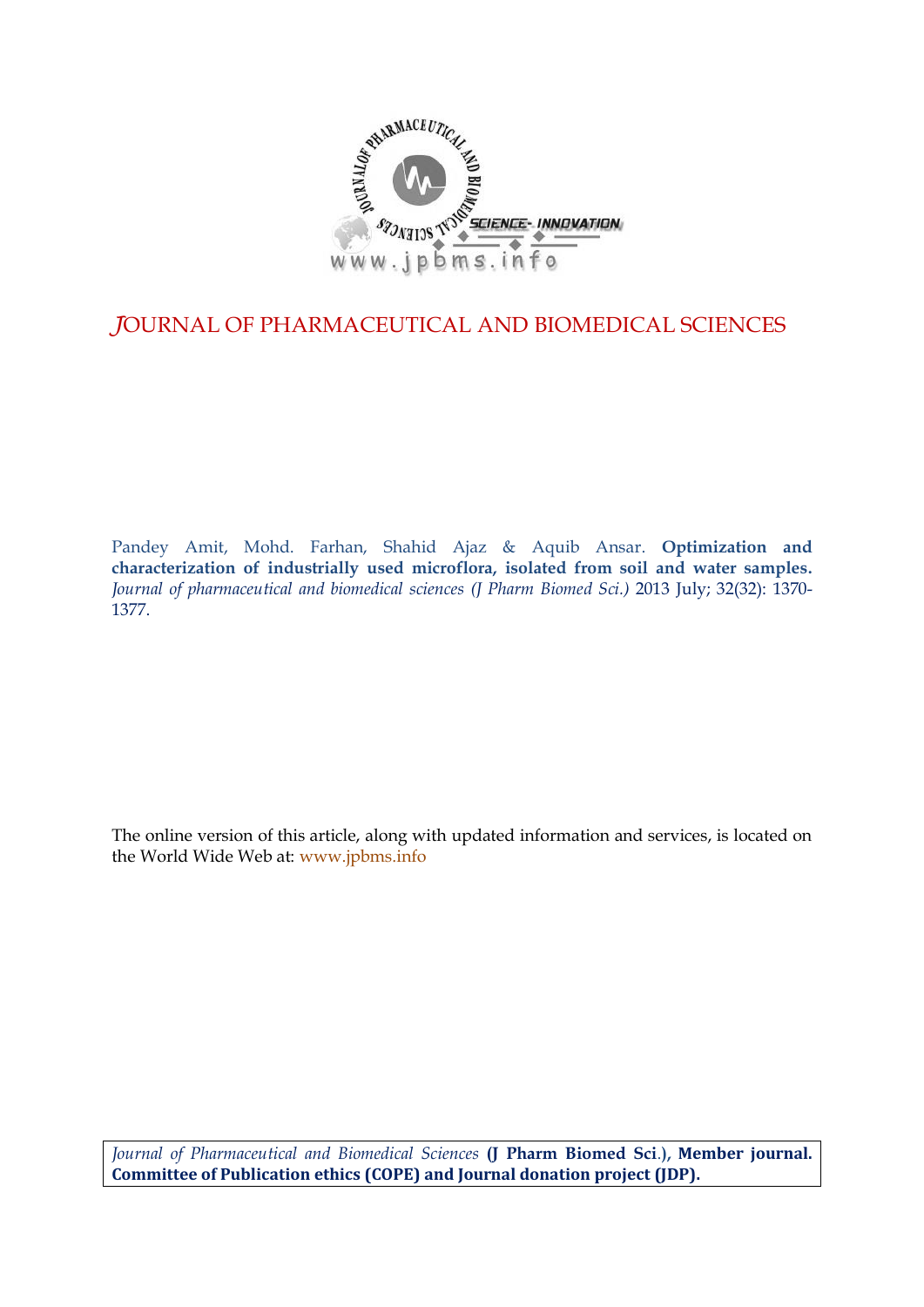# JOURNAL OF PHARMACEUTICAL AND BIOMEDICAL SCIENCES

Pandey Amit, Mohd. Farhan, Shahid Ajaz & Aquib Ansar. **Optimization and characterization of industrially used microflora, isolated from soil and water samples.** *Journal of pharmaceutical and biomedical sciences (J Pharm Biomed Sci.)* 2013 July; 32(32): 1370-1377.

The online version of this article, along with updated information and services, is located on the World Wide Web at: www.jpbms.info

*Journal of Pharmaceutical and Biomedical Sciences* **(J Pharm Biomed Sci.), Member journal. Committee of Publication ethics (COPE) and Journal donation project (JDP).**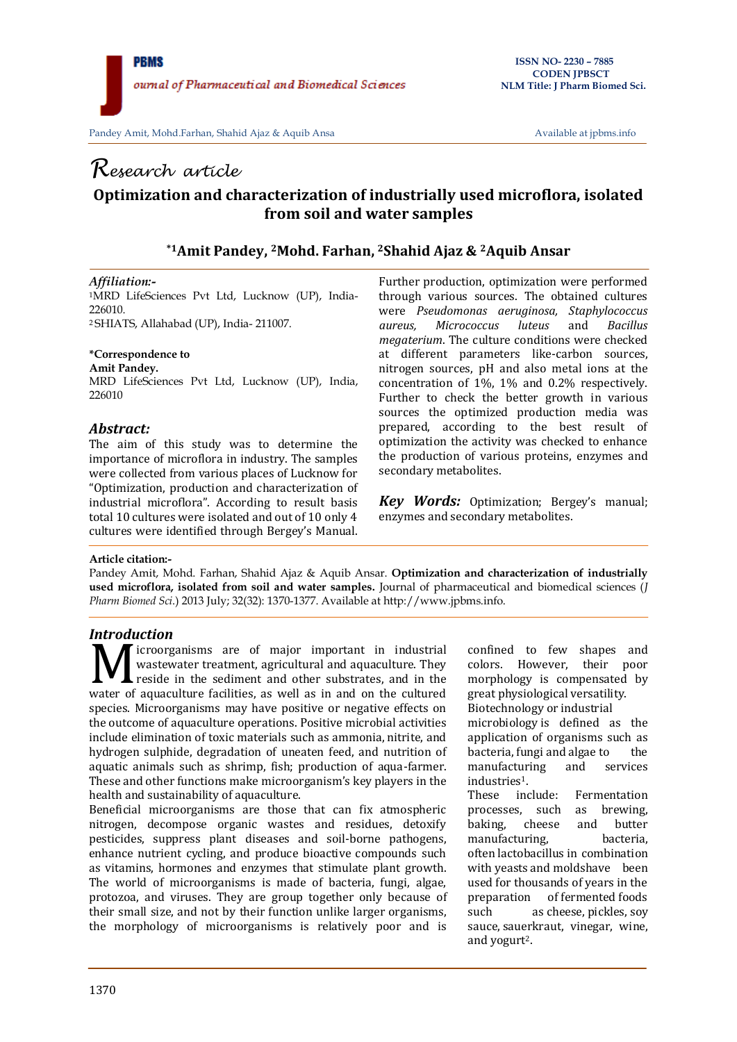# Research article

## Optimization and characterization of industrially used microflora, isolated from soil and water samples

### *[1]Amit Pandey, [2]Mohd. Farhan, [2]Shahid Ajaz & [2]Aquib Ansar

***Affiliation:-***

[1]MRD LifeSciences Pvt Ltd, Lucknow (UP), India-226010.

[2]SHIATS, Allahabad (UP), India- 211007.

**\*Correspondence to**

**Amit Pandey.**

MRD LifeSciences Pvt Ltd, Lucknow (UP), India, 226010

### *Abstract:*

The aim of this study was to determine the importance of microflora in industry. The samples were collected from various places of Lucknow for "Optimization, production and characterization of industrial microflora". According to result basis total 10 cultures were isolated and out of 10 only 4 cultures were identified through Bergey's Manual. Further production, optimization were performed through various sources. The obtained cultures were *Pseudomonas aeruginosa, Staphylococcus aureus, Micrococcus luteus* and *Bacillus megaterium*. The culture conditions were checked at different parameters like-carbon sources, nitrogen sources, pH and also metal ions at the concentration of 1%, 1% and 0.2% respectively. Further to check the better growth in various sources the optimized production media was prepared, according to the best result of optimization the activity was checked to enhance the production of various proteins, enzymes and secondary metabolites.

***Key Words:*** Optimization; Bergey's manual; enzymes and secondary metabolites.

**Article citation:-**

Pandey Amit, Mohd. Farhan, Shahid Ajaz & Aquib Ansar. **Optimization and characterization of industrially used microflora, isolated from soil and water samples.** Journal of pharmaceutical and biomedical sciences (*J Pharm Biomed Sci*.) 2013 July; 32(32): 1370-1377. Available at http://www.jpbms.info.

### *Introduction*

Microorganisms are of major important in industrial wastewater treatment, agricultural and aquaculture. They reside in the sediment and other substrates, and in the water of aquaculture facilities, as well as in and on the cultured species. Microorganisms may have positive or negative effects on the outcome of aquaculture operations. Positive microbial activities include elimination of toxic materials such as ammonia, nitrite, and hydrogen sulphide, degradation of uneaten feed, and nutrition of aquatic animals such as shrimp, fish; production of aqua-farmer. These and other functions make microorganism's key players in the health and sustainability of aquaculture.

Beneficial microorganisms are those that can fix atmospheric nitrogen, decompose organic wastes and residues, detoxify pesticides, suppress plant diseases and soil-borne pathogens, enhance nutrient cycling, and produce bioactive compounds such as vitamins, hormones and enzymes that stimulate plant growth. The world of microorganisms is made of bacteria, fungi, algae, protozoa, and viruses. They are group together only because of their small size, and not by their function unlike larger organisms, the morphology of microorganisms is relatively poor and is confined to few shapes and colors. However, their poor morphology is compensated by great physiological versatility.

Biotechnology or industrial microbiology is defined as the application of organisms such as bacteria, fungi and algae to the manufacturing and services industries[1].

These include: Fermentation processes, such as brewing, baking, cheese and butter manufacturing, bacteria, often lactobacillus in combination with yeasts and moldshave been used for thousands of years in the preparation of fermented foods such as cheese, pickles, soy sauce, sauerkraut, vinegar, wine, and yogurt[2].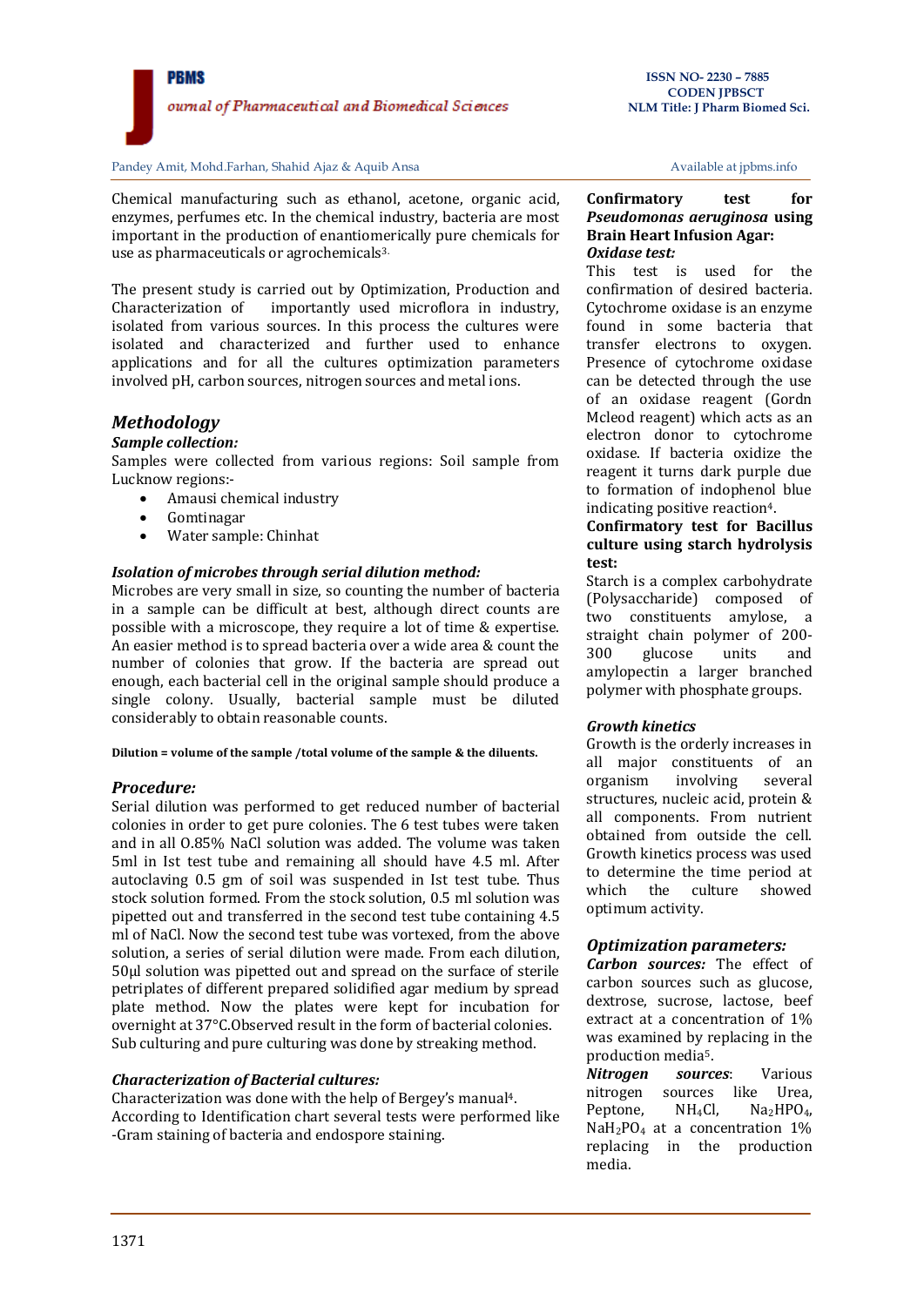Chemical manufacturing such as ethanol, acetone, organic acid, enzymes, perfumes etc. In the chemical industry, bacteria are most important in the production of enantiomerically pure chemicals for use as pharmaceuticals or agrochemicals[3].

The present study is carried out by Optimization, Production and Characterization of importantly used microflora in industry, isolated from various sources. In this process the cultures were isolated and characterized and further used to enhance applications and for all the cultures optimization parameters involved pH, carbon sources, nitrogen sources and metal ions.

## Methodology

### Sample collection:

Samples were collected from various regions: Soil sample from Lucknow regions:-

- Amausi chemical industry
- Gomtinagar
- Water sample: Chinhat

### Isolation of microbes through serial dilution method:

Microbes are very small in size, so counting the number of bacteria in a sample can be difficult at best, although direct counts are possible with a microscope, they require a lot of time & expertise. An easier method is to spread bacteria over a wide area & count the number of colonies that grow. If the bacteria are spread out enough, each bacterial cell in the original sample should produce a single colony. Usually, bacterial sample must be diluted considerably to obtain reasonable counts.

**Dilution = volume of the sample /total volume of the sample & the diluents.**

### Procedure:

Serial dilution was performed to get reduced number of bacterial colonies in order to get pure colonies. The 6 test tubes were taken and in all 0.85% NaCl solution was added. The volume was taken 5ml in Ist test tube and remaining all should have 4.5 ml. After autoclaving 0.5 gm of soil was suspended in Ist test tube. Thus stock solution formed. From the stock solution, 0.5 ml solution was pipetted out and transferred in the second test tube containing 4.5 ml of NaCl. Now the second test tube was vortexed, from the above solution, a series of serial dilution were made. From each dilution, 50µl solution was pipetted out and spread on the surface of sterile petriplates of different prepared solidified agar medium by spread plate method. Now the plates were kept for incubation for overnight at 37°C.Observed result in the form of bacterial colonies. Sub culturing and pure culturing was done by streaking method.

### Characterization of Bacterial cultures:

Characterization was done with the help of Bergey's manual[4].
According to Identification chart several tests were performed like -Gram staining of bacteria and endospore staining.

### Confirmatory test for *Pseudomonas aeruginosa* using Brain Heart Infusion Agar:

***Oxidase test:***

This test is used for the confirmation of desired bacteria. Cytochrome oxidase is an enzyme found in some bacteria that transfer electrons to oxygen. Presence of cytochrome oxidase can be detected through the use of an oxidase reagent (Gordn Mcleod reagent) which acts as an electron donor to cytochrome oxidase. If bacteria oxidize the reagent it turns dark purple due to formation of indophenol blue indicating positive reaction[4].

### Confirmatory test for Bacillus culture using starch hydrolysis test:

Starch is a complex carbohydrate (Polysaccharide) composed of two constituents amylose, a straight chain polymer of 200-300 glucose units and amylopectin a larger branched polymer with phosphate groups.

### Growth kinetics

Growth is the orderly increases in all major constituents of an organism involving several structures, nucleic acid, protein & all components. From nutrient obtained from outside the cell. Growth kinetics process was used to determine the time period at which the culture showed optimum activity.

### Optimization parameters:

***Carbon sources:*** The effect of carbon sources such as glucose, dextrose, sucrose, lactose, beef extract at a concentration of 1% was examined by replacing in the production media[5].

***Nitrogen sources***: Various nitrogen sources like Urea, Peptone, $NH_4Cl$, $Na_2HPO_4$, $NaH_2PO_4$ at a concentration 1% replacing in the production media.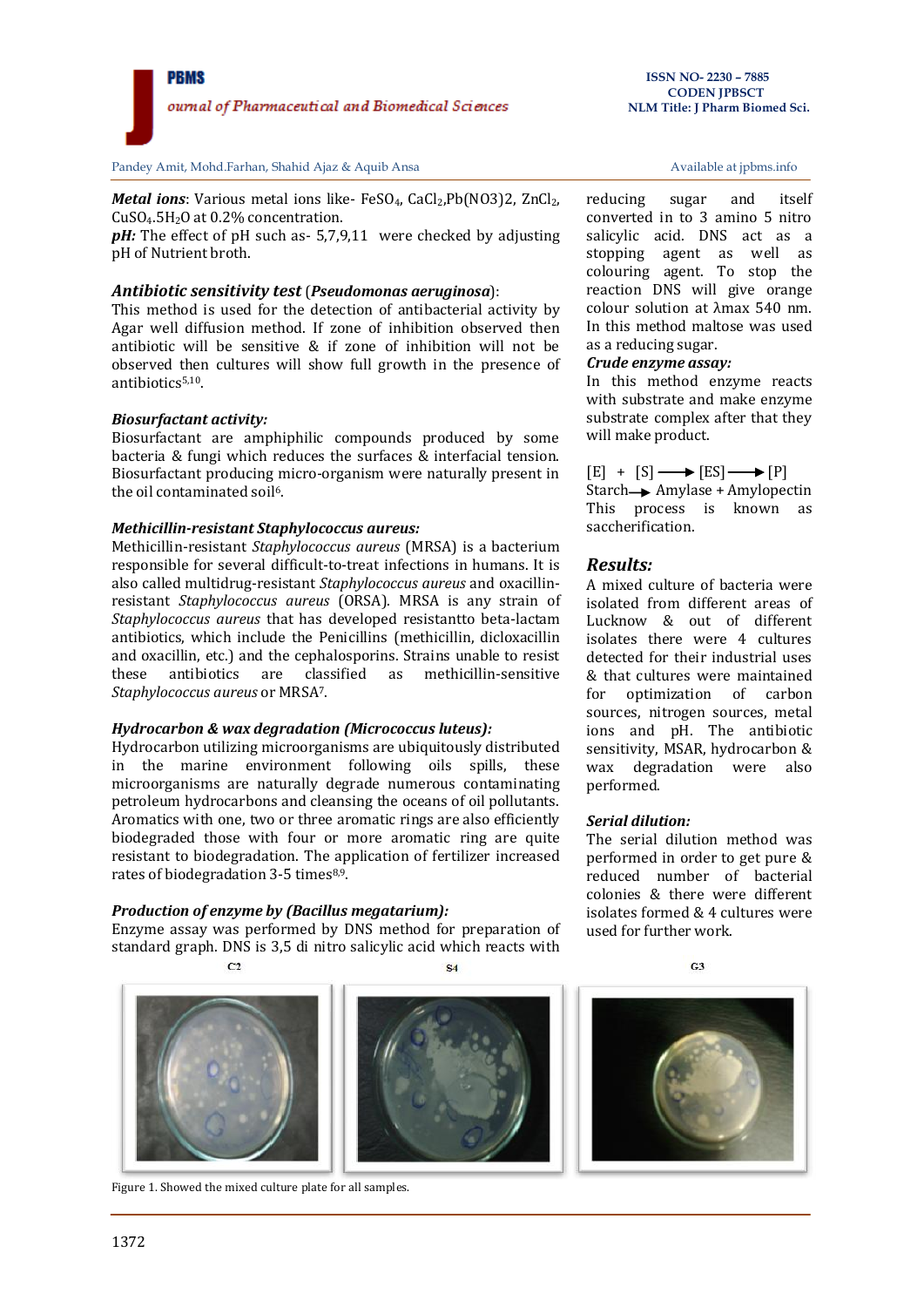**Metal ions**: Various metal ions like- $FeSO_4$, $CaCl_2$, $Pb(NO3)2$, $ZnCl_2$, $CuSO_4.5H_2O$ at 0.2% concentration.

**pH:** The effect of pH such as- 5,7,9,11 were checked by adjusting pH of Nutrient broth.

### Antibiotic sensitivity test (*Pseudomonas aeruginosa*):

This method is used for the detection of antibacterial activity by Agar well diffusion method. If zone of inhibition observed then antibiotic will be sensitive & if zone of inhibition will not be observed then cultures will show full growth in the presence of antibiotics[5,10].

### Biosurfactant activity:

Biosurfactant are amphiphilic compounds produced by some bacteria & fungi which reduces the surfaces & interfacial tension. Biosurfactant producing micro-organism were naturally present in the oil contaminated soil[6].

### Methicillin-resistant Staphylococcus aureus:

Methicillin-resistant *Staphylococcus aureus* (MRSA) is a bacterium responsible for several difficult-to-treat infections in humans. It is also called multidrug-resistant *Staphylococcus aureus* and oxacillin-resistant *Staphylococcus aureus* (ORSA). MRSA is any strain of *Staphylococcus aureus* that has developed resistantto beta-lactam antibiotics, which include the Penicillins (methicillin, dicloxacillin and oxacillin, etc.) and the cephalosporins. Strains unable to resist these antibiotics are classified as methicillin-sensitive *Staphylococcus aureus* or MRSA[7].

### Hydrocarbon & wax degradation (Micrococcus luteus):

Hydrocarbon utilizing microorganisms are ubiquitously distributed in the marine environment following oils spills, these microorganisms are naturally degrade numerous contaminating petroleum hydrocarbons and cleansing the oceans of oil pollutants. Aromatics with one, two or three aromatic rings are also efficiently biodegraded those with four or more aromatic ring are quite resistant to biodegradation. The application of fertilizer increased rates of biodegradation 3-5 times[8,9].

### Production of enzyme by (Bacillus megatarium):

Enzyme assay was performed by DNS method for preparation of standard graph. DNS is 3,5 di nitro salicylic acid which reacts with reducing sugar and itself converted in to 3 amino 5 nitro salicylic acid. DNS act as a stopping agent as well as colouring agent. To stop the reaction DNS will give orange colour solution at λmax 540 nm. In this method maltose was used as a reducing sugar.

### Crude enzyme assay:

In this method enzyme reacts with substrate and make enzyme substrate complex after that they will make product.

$$[E] + [S] \longrightarrow [ES] \longrightarrow [P]$$

Starch ⟶ Amylase + Amylopectin

This process is known as saccherification.

## Results:

A mixed culture of bacteria were isolated from different areas of Lucknow & out of different isolates there were 4 cultures detected for their industrial uses & that cultures were maintained for optimization of carbon sources, nitrogen sources, metal ions and pH. The antibiotic sensitivity, MSAR, hydrocarbon & wax degradation were also performed.

### Serial dilution:

The serial dilution method was performed in order to get pure & reduced number of bacterial colonies & there were different isolates formed & 4 cultures were used for further work.

C2 S4 G3

Figure 1. Showed the mixed culture plate for all samples.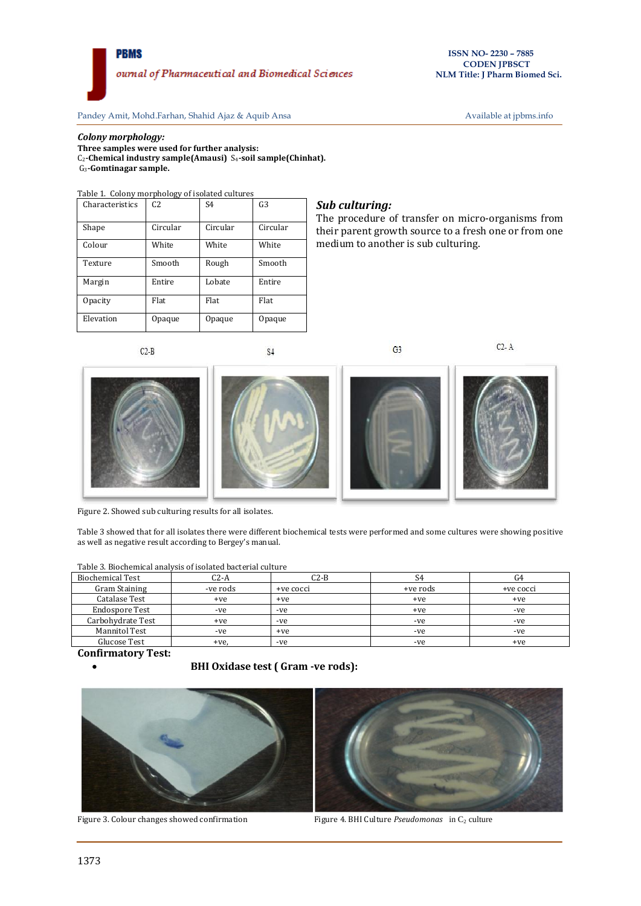*Colony morphology:*

**Three samples were used for further analysis:**
$C_2$**-Chemical industry sample(Amausi)** $S_4$**-soil sample(Chinhat).**
$G_3$**-Gomtinagar sample.**

Table 1. Colony morphology of isolated cultures

| Characteristics | C2 | S4 | G3 |
|---|---|---|---|
| Shape | Circular | Circular | Circular |
| Colour | White | White | White |
| Texture | Smooth | Rough | Smooth |
| Margin | Entire | Lobate | Entire |
| Opacity | Flat | Flat | Flat |
| Elevation | Opaque | Opaque | Opaque |

### *Sub culturing:*

The procedure of transfer on micro-organisms from their parent growth source to a fresh one or from one medium to another is sub culturing.

C2-B S4 G3 C2- A

Figure 2. Showed sub culturing results for all isolates.

Table 3 showed that for all isolates there were different biochemical tests were performed and some cultures were showing positive as well as negative result according to Bergey's manual.

Table 3. Biochemical analysis of isolated bacterial culture

| Biochemical Test | C2-A | C2-B | S4 | G4 |
|---|---|---|---|---|
| Gram Staining | -ve rods | +ve cocci | +ve rods | +ve cocci |
| Catalase Test | +ve | +ve | +ve | +ve |
| Endospore Test | -ve | -ve | +ve | -ve |
| Carbohydrate Test | +ve | -ve | -ve | -ve |
| Mannitol Test | -ve | +ve | -ve | -ve |
| Glucose Test | +ve, | -ve | -ve | +ve |

**Confirmatory Test:**

- **BHI Oxidase test ( Gram -ve rods):**

Figure 3. Colour changes showed confirmation

Figure 4. BHI Culture *Pseudomonas* in $C_2$ culture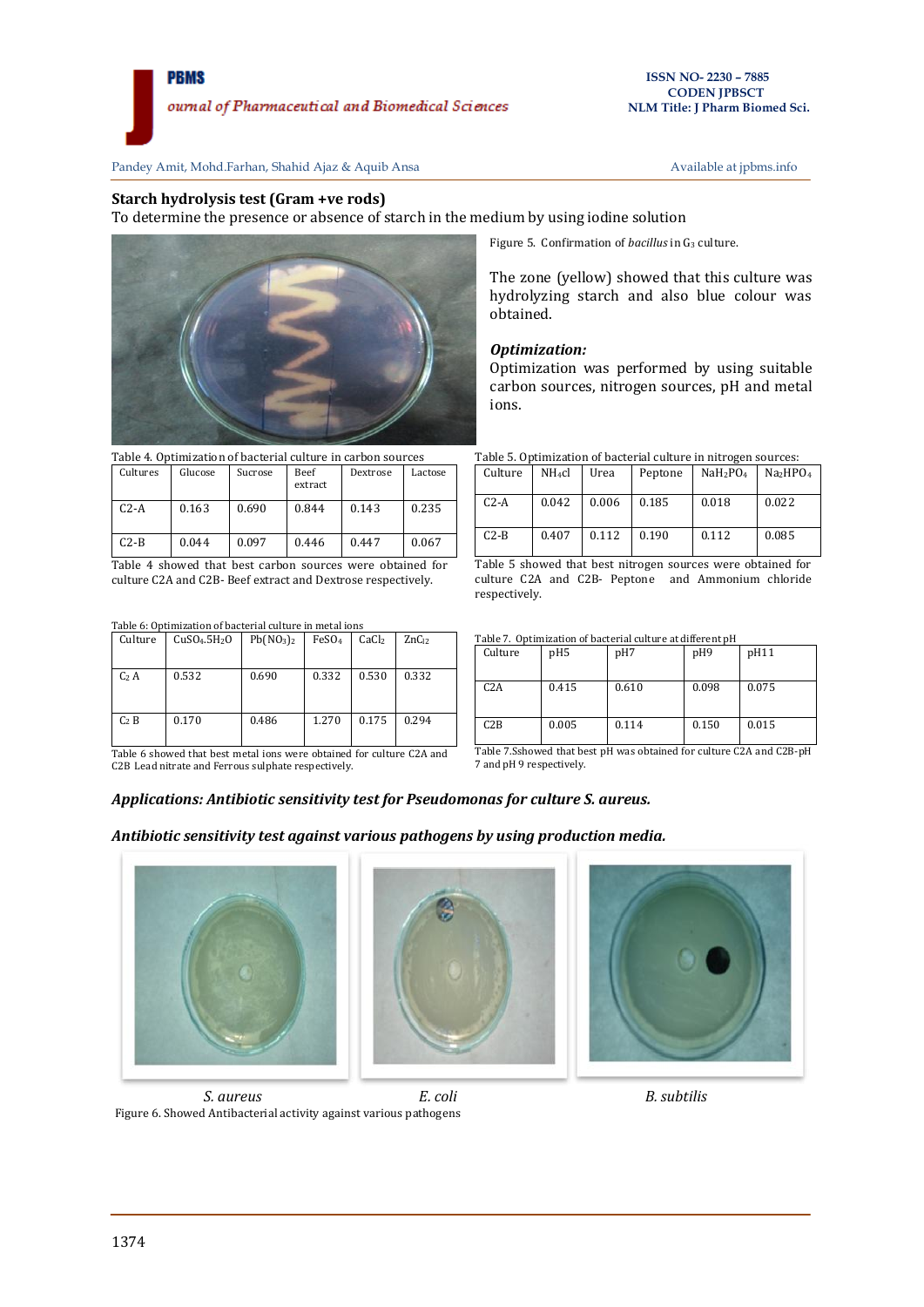### Starch hydrolysis test (Gram +ve rods)

To determine the presence or absence of starch in the medium by using iodine solution

Figure 5. Confirmation of *bacillus* in $G_3$ culture.

The zone (yellow) showed that this culture was hydrolyzing starch and also blue colour was obtained.

### *Optimization:*

Optimization was performed by using suitable carbon sources, nitrogen sources, pH and metal ions.

Table 4. Optimization of bacterial culture in carbon sources

| Cultures | Glucose | Sucrose | Beef extract | Dextrose | Lactose |
|---|---|---|---|---|---|
| C2-A | 0.163 | 0.690 | 0.844 | 0.143 | 0.235 |
| C2-B | 0.044 | 0.097 | 0.446 | 0.447 | 0.067 |

Table 4 showed that best carbon sources were obtained for culture C2A and C2B- Beef extract and Dextrose respectively.

Table 5. Optimization of bacterial culture in nitrogen sources:

| Culture | $NH_4cl$ | Urea | Peptone | $NaH_2PO_4$ | $Na_2HPO_4$ |
|---|---|---|---|---|---|
| C2-A | 0.042 | 0.006 | 0.185 | 0.018 | 0.022 |
| C2-B | 0.407 | 0.112 | 0.190 | 0.112 | 0.085 |

Table 5 showed that best nitrogen sources were obtained for culture C2A and C2B- Peptone and Ammonium chloride respectively.

Table 6: Optimization of bacterial culture in metal ions

| Culture | $CuSO_4.5H_2O$ | $Pb(NO_3)_2$ | $FeSO_4$ | $CaCl_2$ | $ZnC_{l2}$ |
|---|---|---|---|---|---|
| $C_2$ A | 0.532 | 0.690 | 0.332 | 0.530 | 0.332 |
| $C_2$ B | 0.170 | 0.486 | 1.270 | 0.175 | 0.294 |

Table 6 showed that best metal ions were obtained for culture C2A and C2B Lead nitrate and Ferrous sulphate respectively.

Table 7. Optimization of bacterial culture at different pH

| Culture | pH5 | pH7 | pH9 | pH11 |
|---|---|---|---|---|
| C2A | 0.415 | 0.610 | 0.098 | 0.075 |
| C2B | 0.005 | 0.114 | 0.150 | 0.015 |

Table 7.Sshowed that best pH was obtained for culture C2A and C2B-pH 7 and pH 9 respectively.

### *Applications: Antibiotic sensitivity test for Pseudomonas for culture S. aureus.*

### *Antibiotic sensitivity test against various pathogens by using production media.*

*S. aureus* *E. coli* *B. subtilis*

Figure 6. Showed Antibacterial activity against various pathogens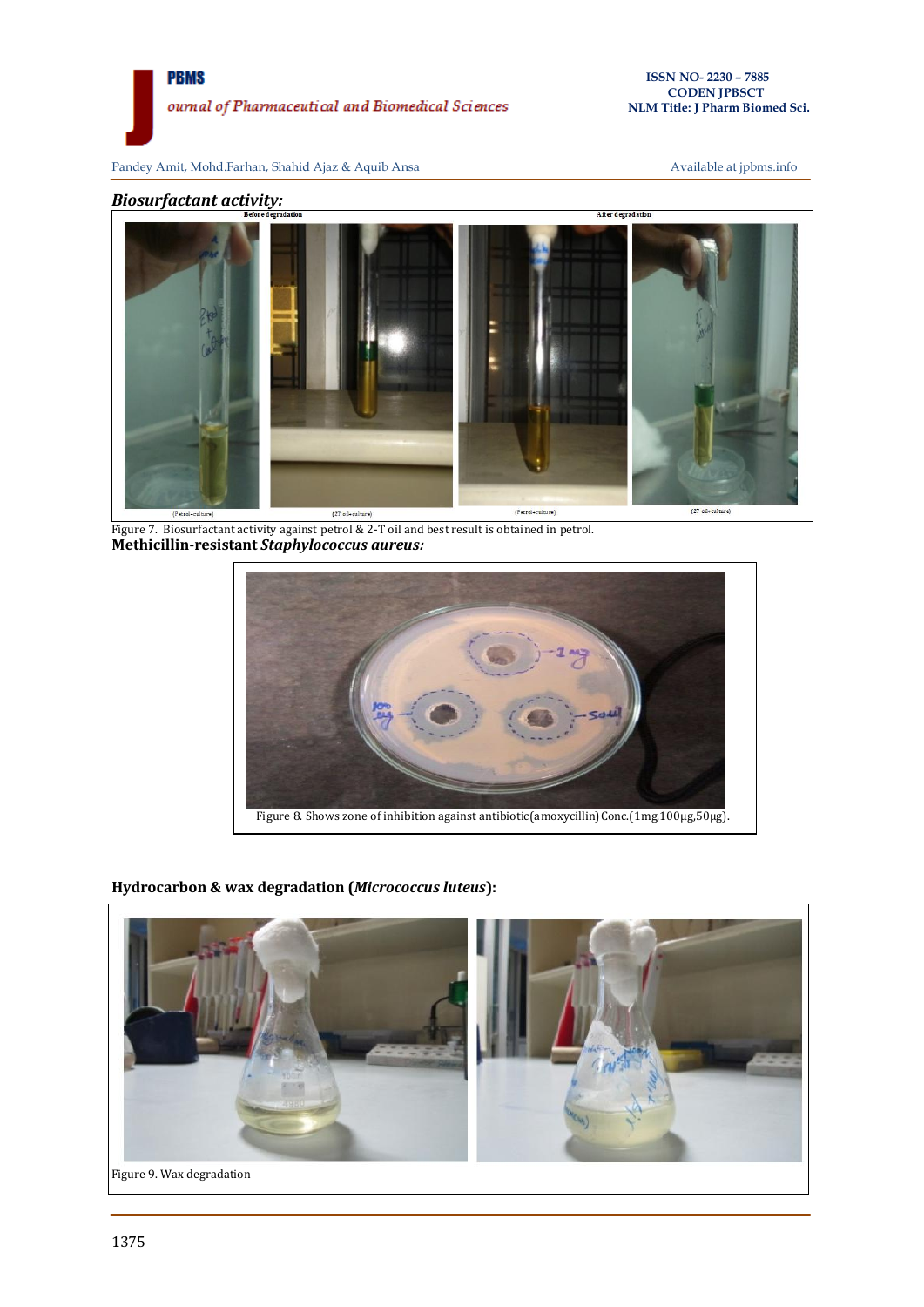## *Biosurfactant activity:*

Figure 7. Biosurfactant activity against petrol & 2-T oil and best result is obtained in petrol.

**Methicillin-resistant *Staphylococcus aureus*:**

Figure 8. Shows zone of inhibition against antibiotic(amoxycillin) Conc.(1mg,100µg,50µg).

**Hydrocarbon & wax degradation (*Micrococcus luteus*):**

Figure 9. Wax degradation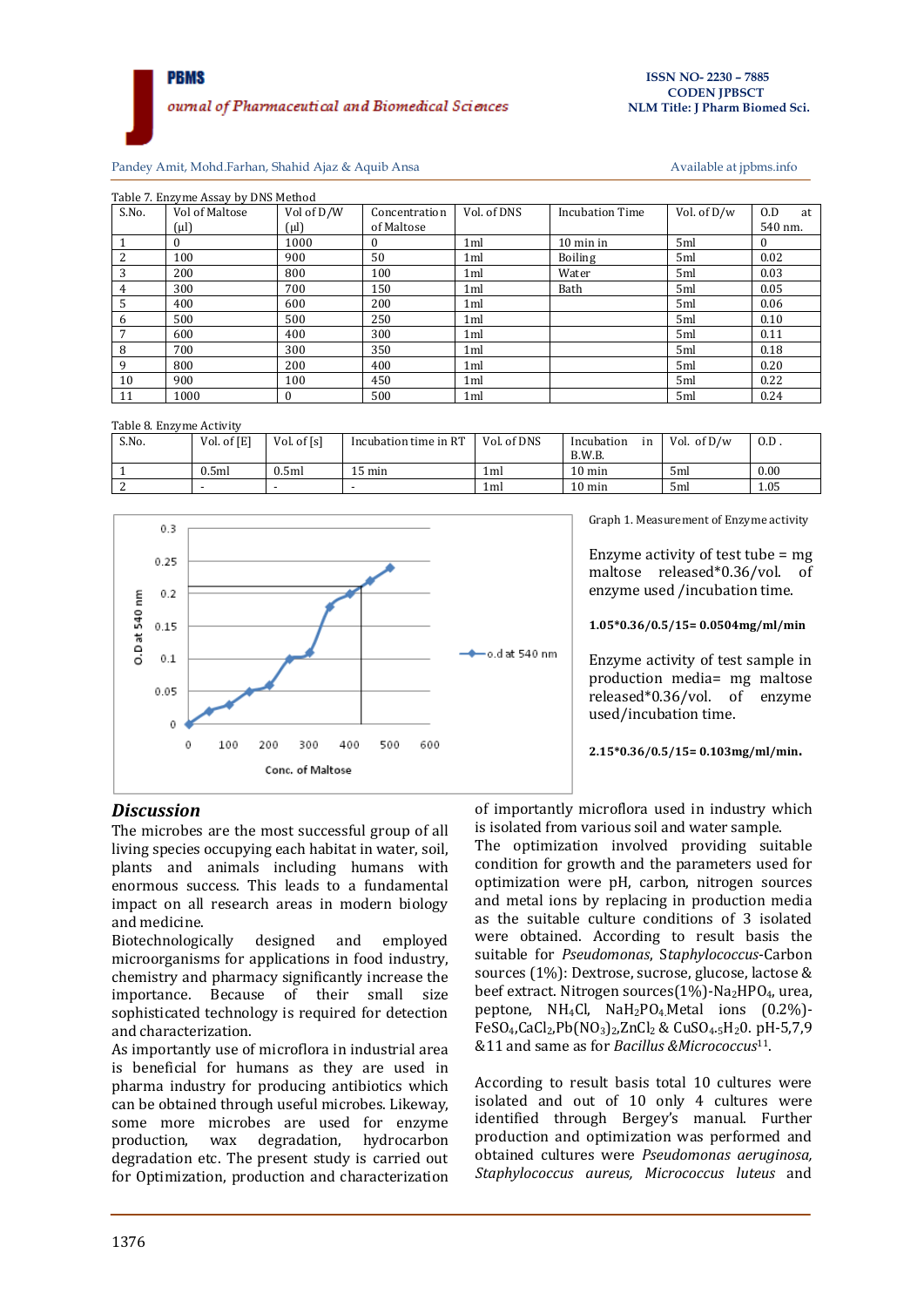Table 7. Enzyme Assay by DNS Method

| S.No. | Vol of Maltose (µl) | Vol of D/W (µl) | Concentration of Maltose | Vol. of DNS | Incubation Time | Vol. of D/w | O.D at 540 nm. |
|---|---|---|---|---|---|---|---|
| 1 | 0 | 1000 | 0 | 1ml | 10 min in | 5ml | 0 |
| 2 | 100 | 900 | 50 | 1ml | Boiling | 5ml | 0.02 |
| 3 | 200 | 800 | 100 | 1ml | Water | 5ml | 0.03 |
| 4 | 300 | 700 | 150 | 1ml | Bath | 5ml | 0.05 |
| 5 | 400 | 600 | 200 | 1ml | | 5ml | 0.06 |
| 6 | 500 | 500 | 250 | 1ml | | 5ml | 0.10 |
| 7 | 600 | 400 | 300 | 1ml | | 5ml | 0.11 |
| 8 | 700 | 300 | 350 | 1ml | | 5ml | 0.18 |
| 9 | 800 | 200 | 400 | 1ml | | 5ml | 0.20 |
| 10 | 900 | 100 | 450 | 1ml | | 5ml | 0.22 |
| 11 | 1000 | 0 | 500 | 1ml | | 5ml | 0.24 |

Table 8. Enzyme Activity

| S.No. | Vol. of [E] | Vol. of [s] | Incubation time in RT | Vol. of DNS | Incubation in B.W.B. | Vol. of D/w | O.D . |
|---|---|---|---|---|---|---|---|
| 1 | 0.5ml | 0.5ml | 15 min | 1ml | 10 min | 5ml | 0.00 |
| 2 | - | - | - | 1ml | 10 min | 5ml | 1.05 |

Graph 1. Measurement of Enzyme activity

Enzyme activity of test tube = mg maltose released*0.36/vol. of enzyme used /incubation time.

**1.05*0.36/0.5/15= 0.0504mg/ml/min**

Enzyme activity of test sample in production media= mg maltose released*0.36/vol. of enzyme used/incubation time.

**2.15*0.36/0.5/15= 0.103mg/ml/min.**

## *Discussion*

The microbes are the most successful group of all living species occupying each habitat in water, soil, plants and animals including humans with enormous success. This leads to a fundamental impact on all research areas in modern biology and medicine.

Biotechnologically designed and employed microorganisms for applications in food industry, chemistry and pharmacy significantly increase the importance. Because of their small size sophisticated technology is required for detection and characterization.

As importantly use of microflora in industrial area is beneficial for humans as they are used in pharma industry for producing antibiotics which can be obtained through useful microbes. Likeway, some more microbes are used for enzyme production, wax degradation, hydrocarbon degradation etc. The present study is carried out for Optimization, production and characterization of importantly microflora used in industry which is isolated from various soil and water sample.

The optimization involved providing suitable condition for growth and the parameters used for optimization were pH, carbon, nitrogen sources and metal ions by replacing in production media as the suitable culture conditions of 3 isolated were obtained. According to result basis the suitable for *Pseudomonas*, *Staphylococcus*-Carbon sources (1%): Dextrose, sucrose, glucose, lactose & beef extract. Nitrogen sources(1%)-$Na_2HPO_4$, urea, peptone, $NH_4Cl$, $NaH_2PO_4$.Metal ions (0.2%)-$FeSO_4$,$CaCl_2$,$Pb(NO_3)_2$,$ZnCl_2$ & $CuSO_4.5H_2O$. pH-5,7,9 &11 and same as for *Bacillus &Micrococcus*[11].

According to result basis total 10 cultures were isolated and out of 10 only 4 cultures were identified through Bergey's manual. Further production and optimization was performed and obtained cultures were *Pseudomonas aeruginosa, Staphylococcus aureus, Micrococcus luteus* and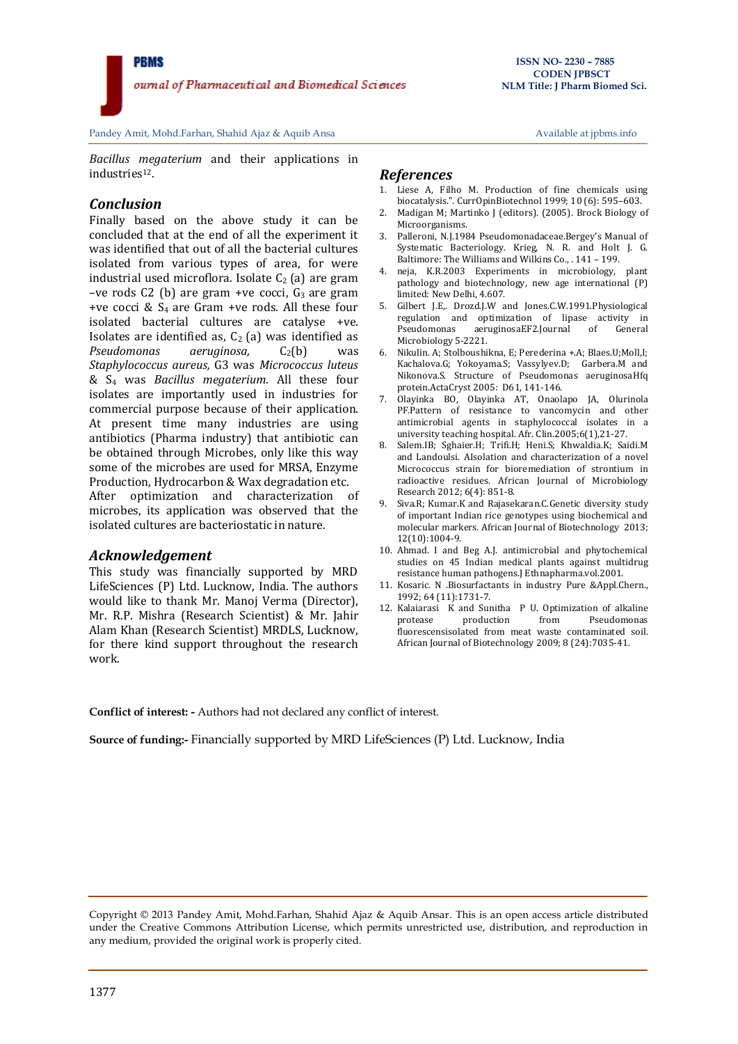*Bacillus megaterium* and their applications in industries[12].

## Conclusion

Finally based on the above study it can be concluded that at the end of all the experiment it was identified that out of all the bacterial cultures isolated from various types of area, for were industrial used microflora. Isolate $C_2$ (a) are gram –ve rods C2 (b) are gram +ve cocci, $G_3$ are gram +ve cocci & $S_4$ are Gram +ve rods. All these four isolated bacterial cultures are catalyse +ve. Isolates are identified as, $C_2$ (a) was identified as *Pseudomonas aeruginosa*, $C_2$(b) was *Staphylococcus aureus,* G3 was *Micrococcus luteus* & $S_4$ was *Bacillus megaterium.* All these four isolates are importantly used in industries for commercial purpose because of their application. At present time many industries are using antibiotics (Pharma industry) that antibiotic can be obtained through Microbes, only like this way some of the microbes are used for MRSA, Enzyme Production, Hydrocarbon & Wax degradation etc.

After optimization and characterization of microbes, its application was observed that the isolated cultures are bacteriostatic in nature.

## Acknowledgement

This study was financially supported by MRD LifeSciences (P) Ltd. Lucknow, India. The authors would like to thank Mr. Manoj Verma (Director), Mr. R.P. Mishra (Research Scientist) & Mr. Jahir Alam Khan (Research Scientist) MRDLS, Lucknow, for there kind support throughout the research work.

## References

1. Liese A, Filho M. Production of fine chemicals using biocatalysis.". CurrOpinBiotechnol 1999; 10 (6): 595–603.
2. Madigan M; Martinko J (editors). (2005). Brock Biology of Microorganisms.
3. Palleroni, N.J.1984 Pseudomonadaceae.Bergey's Manual of Systematic Bacteriology. Krieg, N. R. and Holt J. G. Baltimore: The Williams and Wilkins Co., . 141 – 199.
4. neja, K.R.2003 Experiments in microbiology, plant pathology and biotechnology, new age international (P) limited: New Delhi, 4.607.
5. Gilbert J.E,. Drozd.J.W and Jones.C.W.1991.Physiological regulation and optimization of lipase activity in Pseudomonas aeruginosaEF2.Journal of General Microbiology 5-2221.
6. Nikulin. A; Stolboushikna, E; Perederina +.A; Blaes.U;Moll,I; Kachalova.G; Yokoyama.S; Vassylyev.D; Garbera.M and Nikonova.S. Structure of Pseudomonas aeruginosaHfq protein.ActaCryst 2005: D61, 141-146.
7. Olayinka BO, Olayinka AT, Onaolapo JA, Olurinola PF.Pattern of resistance to vancomycin and other antimicrobial agents in staphylococcal isolates in a university teaching hospital. Afr. Clin.2005;6(1),21-27.
8. Salem.IB; Sghaier.H; Trifi.H; Heni.S; Khwaldia.K; Saidi.M and Landoulsi. AIsolation and characterization of a novel Micrococcus strain for bioremediation of strontium in radioactive residues. African Journal of Microbiology Research 2012; 6(4): 851-8.
9. Siva.R; Kumar.K and Rajasekaran.C.Genetic diversity study of important Indian rice genotypes using biochemical and molecular markers. African Journal of Biotechnology 2013; 12(10):1004-9.
10. Ahmad. I and Beg A.J. antimicrobial and phytochemical studies on 45 Indian medical plants against multidrug resistance human pathogens.J Ethnapharma.vol.2001.
11. Kosaric. N .Biosurfactants in industry Pure &Appl.Chern., 1992; 64 (11):1731-7.
12. Kalaiarasi K and Sunitha P U. Optimization of alkaline protease production from Pseudomonas fluorescensisolated from meat waste contaminated soil. African Journal of Biotechnology 2009; 8 (24):7035-41.

**Conflict of interest: -** Authors had not declared any conflict of interest.

**Source of funding:-** Financially supported by MRD LifeSciences (P) Ltd. Lucknow, India

Copyright © 2013 Pandey Amit, Mohd.Farhan, Shahid Ajaz & Aquib Ansar. This is an open access article distributed under the Creative Commons Attribution License, which permits unrestricted use, distribution, and reproduction in any medium, provided the original work is properly cited.